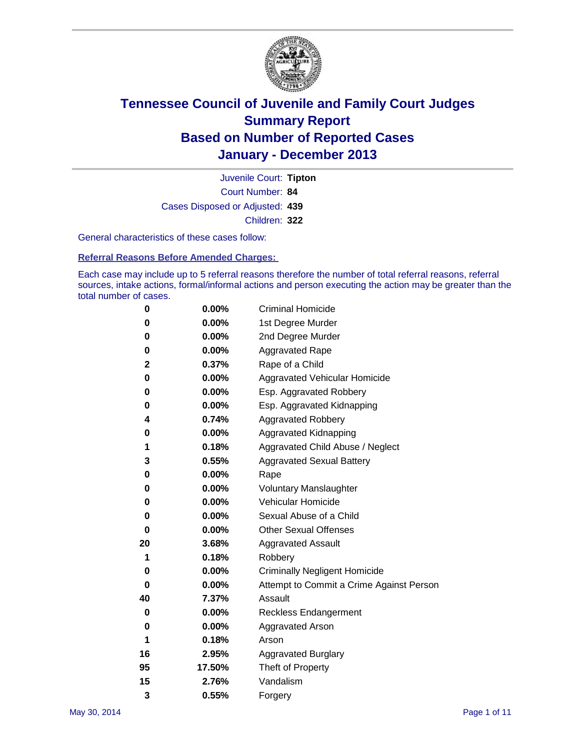# Tennessee Council of Juvenile and Family Court Judges
## Summary Report
## Based on Number of Reported Cases
## January - December 2013

Juvenile Court: **Tipton**

Court Number: **84**

Cases Disposed or Adjusted: **439**

Children: **322**

General characteristics of these cases follow:

### Referral Reasons Before Amended Charges:

Each case may include up to 5 referral reasons therefore the number of total referral reasons, referral sources, intake actions, formal/informal actions and person executing the action may be greater than the total number of cases.

| Count | Percent | Referral Reason |
|---|---|---|
| 0 | 0.00% | Criminal Homicide |
| 0 | 0.00% | 1st Degree Murder |
| 0 | 0.00% | 2nd Degree Murder |
| 0 | 0.00% | Aggravated Rape |
| 2 | 0.37% | Rape of a Child |
| 0 | 0.00% | Aggravated Vehicular Homicide |
| 0 | 0.00% | Esp. Aggravated Robbery |
| 0 | 0.00% | Esp. Aggravated Kidnapping |
| 4 | 0.74% | Aggravated Robbery |
| 0 | 0.00% | Aggravated Kidnapping |
| 1 | 0.18% | Aggravated Child Abuse / Neglect |
| 3 | 0.55% | Aggravated Sexual Battery |
| 0 | 0.00% | Rape |
| 0 | 0.00% | Voluntary Manslaughter |
| 0 | 0.00% | Vehicular Homicide |
| 0 | 0.00% | Sexual Abuse of a Child |
| 0 | 0.00% | Other Sexual Offenses |
| 20 | 3.68% | Aggravated Assault |
| 1 | 0.18% | Robbery |
| 0 | 0.00% | Criminally Negligent Homicide |
| 0 | 0.00% | Attempt to Commit a Crime Against Person |
| 40 | 7.37% | Assault |
| 0 | 0.00% | Reckless Endangerment |
| 0 | 0.00% | Aggravated Arson |
| 1 | 0.18% | Arson |
| 16 | 2.95% | Aggravated Burglary |
| 95 | 17.50% | Theft of Property |
| 15 | 2.76% | Vandalism |
| 3 | 0.55% | Forgery |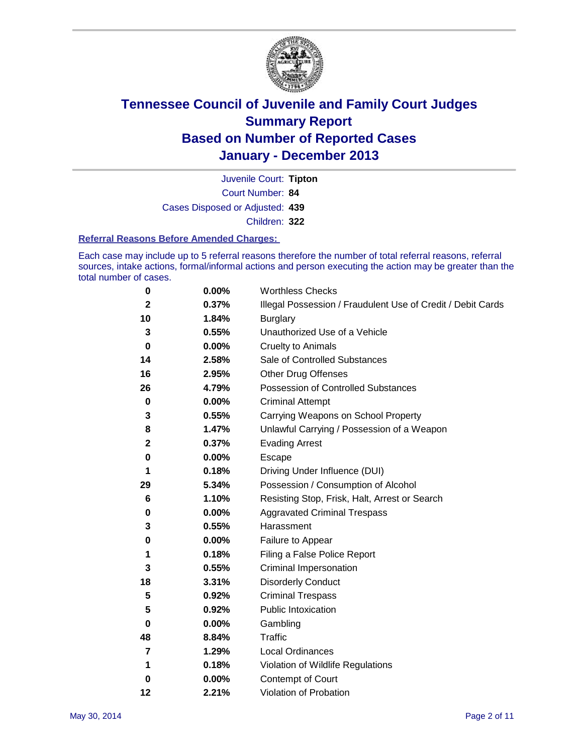# Tennessee Council of Juvenile and Family Court Judges
## Summary Report
## Based on Number of Reported Cases
## January - December 2013

Juvenile Court: **Tipton**
Court Number: **84**
Cases Disposed or Adjusted: **439**
Children: **322**

### Referral Reasons Before Amended Charges:

Each case may include up to 5 referral reasons therefore the number of total referral reasons, referral sources, intake actions, formal/informal actions and person executing the action may be greater than the total number of cases.

| Count | Percent | Referral Reason |
|---|---|---|
| 0 | 0.00% | Worthless Checks |
| 2 | 0.37% | Illegal Possession / Fraudulent Use of Credit / Debit Cards |
| 10 | 1.84% | Burglary |
| 3 | 0.55% | Unauthorized Use of a Vehicle |
| 0 | 0.00% | Cruelty to Animals |
| 14 | 2.58% | Sale of Controlled Substances |
| 16 | 2.95% | Other Drug Offenses |
| 26 | 4.79% | Possession of Controlled Substances |
| 0 | 0.00% | Criminal Attempt |
| 3 | 0.55% | Carrying Weapons on School Property |
| 8 | 1.47% | Unlawful Carrying / Possession of a Weapon |
| 2 | 0.37% | Evading Arrest |
| 0 | 0.00% | Escape |
| 1 | 0.18% | Driving Under Influence (DUI) |
| 29 | 5.34% | Possession / Consumption of Alcohol |
| 6 | 1.10% | Resisting Stop, Frisk, Halt, Arrest or Search |
| 0 | 0.00% | Aggravated Criminal Trespass |
| 3 | 0.55% | Harassment |
| 0 | 0.00% | Failure to Appear |
| 1 | 0.18% | Filing a False Police Report |
| 3 | 0.55% | Criminal Impersonation |
| 18 | 3.31% | Disorderly Conduct |
| 5 | 0.92% | Criminal Trespass |
| 5 | 0.92% | Public Intoxication |
| 0 | 0.00% | Gambling |
| 48 | 8.84% | Traffic |
| 7 | 1.29% | Local Ordinances |
| 1 | 0.18% | Violation of Wildlife Regulations |
| 0 | 0.00% | Contempt of Court |
| 12 | 2.21% | Violation of Probation |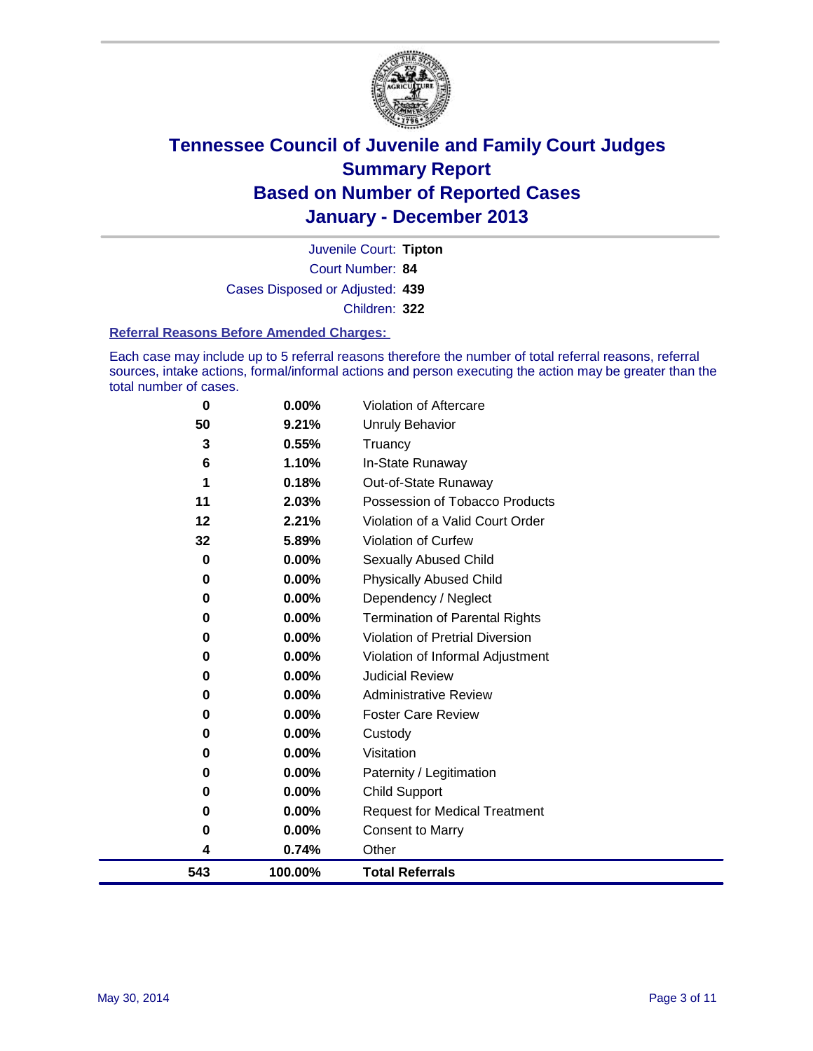# Tennessee Council of Juvenile and Family Court Judges
## Summary Report
## Based on Number of Reported Cases
## January - December 2013

Juvenile Court: **Tipton**
Court Number: **84**
Cases Disposed or Adjusted: **439**
Children: **322**

### Referral Reasons Before Amended Charges:

Each case may include up to 5 referral reasons therefore the number of total referral reasons, referral sources, intake actions, formal/informal actions and person executing the action may be greater than the total number of cases.

| Count | Percent | Referral Reason |
|---|---|---|
| 0 | 0.00% | Violation of Aftercare |
| 50 | 9.21% | Unruly Behavior |
| 3 | 0.55% | Truancy |
| 6 | 1.10% | In-State Runaway |
| 1 | 0.18% | Out-of-State Runaway |
| 11 | 2.03% | Possession of Tobacco Products |
| 12 | 2.21% | Violation of a Valid Court Order |
| 32 | 5.89% | Violation of Curfew |
| 0 | 0.00% | Sexually Abused Child |
| 0 | 0.00% | Physically Abused Child |
| 0 | 0.00% | Dependency / Neglect |
| 0 | 0.00% | Termination of Parental Rights |
| 0 | 0.00% | Violation of Pretrial Diversion |
| 0 | 0.00% | Violation of Informal Adjustment |
| 0 | 0.00% | Judicial Review |
| 0 | 0.00% | Administrative Review |
| 0 | 0.00% | Foster Care Review |
| 0 | 0.00% | Custody |
| 0 | 0.00% | Visitation |
| 0 | 0.00% | Paternity / Legitimation |
| 0 | 0.00% | Child Support |
| 0 | 0.00% | Request for Medical Treatment |
| 0 | 0.00% | Consent to Marry |
| 4 | 0.74% | Other |
| **543** | **100.00%** | **Total Referrals** |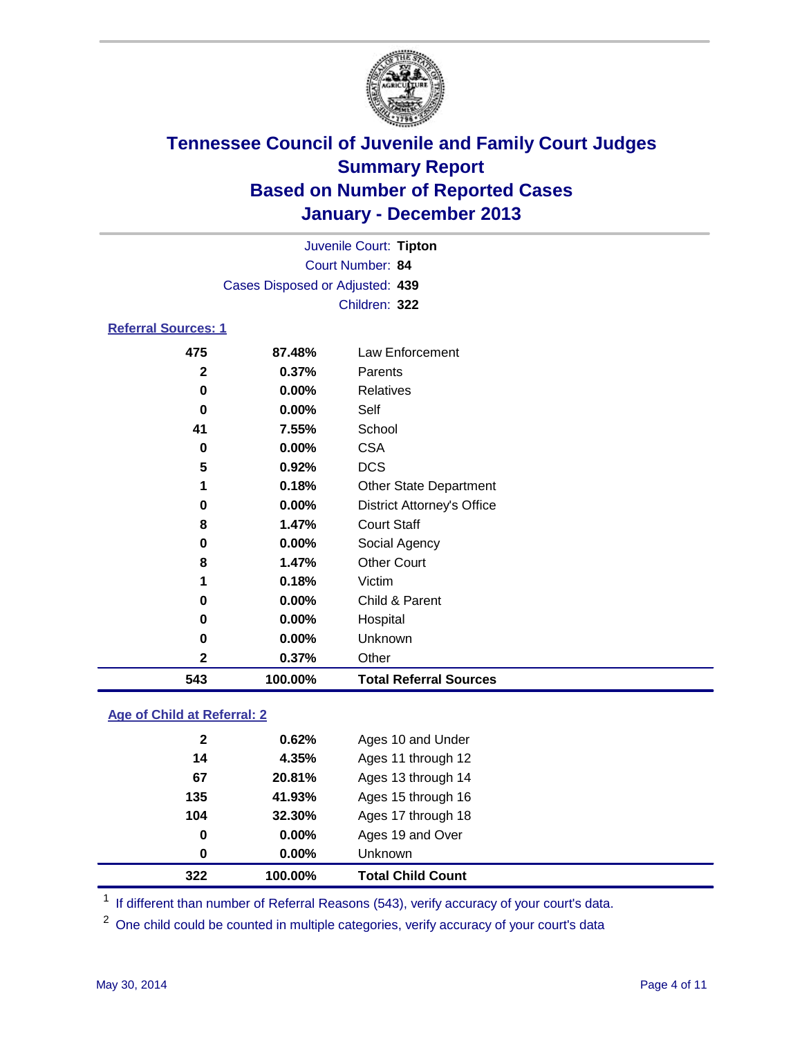# Tennessee Council of Juvenile and Family Court Judges
## Summary Report
## Based on Number of Reported Cases
## January - December 2013

Juvenile Court: **Tipton**
Court Number: **84**
Cases Disposed or Adjusted: **439**
Children: **322**

### Referral Sources: 1

| Count | Percent | Source |
|---|---|---|
| 475 | 87.48% | Law Enforcement |
| 2 | 0.37% | Parents |
| 0 | 0.00% | Relatives |
| 0 | 0.00% | Self |
| 41 | 7.55% | School |
| 0 | 0.00% | CSA |
| 5 | 0.92% | DCS |
| 1 | 0.18% | Other State Department |
| 0 | 0.00% | District Attorney's Office |
| 8 | 1.47% | Court Staff |
| 0 | 0.00% | Social Agency |
| 8 | 1.47% | Other Court |
| 1 | 0.18% | Victim |
| 0 | 0.00% | Child & Parent |
| 0 | 0.00% | Hospital |
| 0 | 0.00% | Unknown |
| 2 | 0.37% | Other |
| **543** | **100.00%** | **Total Referral Sources** |

### Age of Child at Referral: 2

| Count | Percent | Age |
|---|---|---|
| 2 | 0.62% | Ages 10 and Under |
| 14 | 4.35% | Ages 11 through 12 |
| 67 | 20.81% | Ages 13 through 14 |
| 135 | 41.93% | Ages 15 through 16 |
| 104 | 32.30% | Ages 17 through 18 |
| 0 | 0.00% | Ages 19 and Over |
| 0 | 0.00% | Unknown |
| **322** | **100.00%** | **Total Child Count** |

[1] If different than number of Referral Reasons (543), verify accuracy of your court's data.

[2] One child could be counted in multiple categories, verify accuracy of your court's data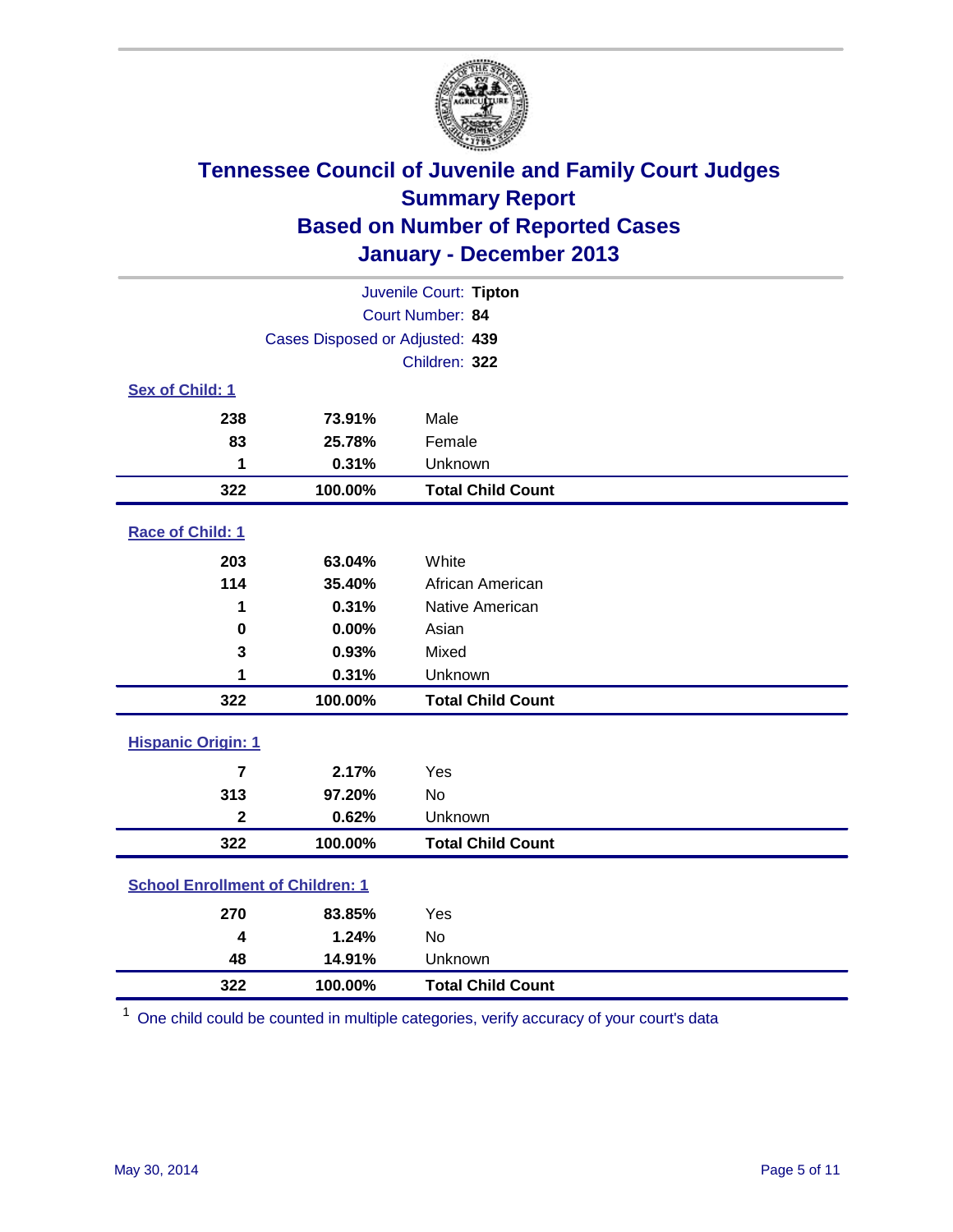# Tennessee Council of Juvenile and Family Court Judges
## Summary Report
## Based on Number of Reported Cases
## January - December 2013

Juvenile Court: **Tipton**
Court Number: **84**
Cases Disposed or Adjusted: **439**
Children: **322**

### Sex of Child: 1

| | | |
|---|---|---|
| 238 | 73.91% | Male |
| 83 | 25.78% | Female |
| 1 | 0.31% | Unknown |
| **322** | **100.00%** | **Total Child Count** |

### Race of Child: 1

| | | |
|---|---|---|
| 203 | 63.04% | White |
| 114 | 35.40% | African American |
| 1 | 0.31% | Native American |
| 0 | 0.00% | Asian |
| 3 | 0.93% | Mixed |
| 1 | 0.31% | Unknown |
| **322** | **100.00%** | **Total Child Count** |

### Hispanic Origin: 1

| | | |
|---|---|---|
| 7 | 2.17% | Yes |
| 313 | 97.20% | No |
| 2 | 0.62% | Unknown |
| **322** | **100.00%** | **Total Child Count** |

### School Enrollment of Children: 1

| | | |
|---|---|---|
| 270 | 83.85% | Yes |
| 4 | 1.24% | No |
| 48 | 14.91% | Unknown |
| **322** | **100.00%** | **Total Child Count** |

[1] One child could be counted in multiple categories, verify accuracy of your court's data

May 30, 2014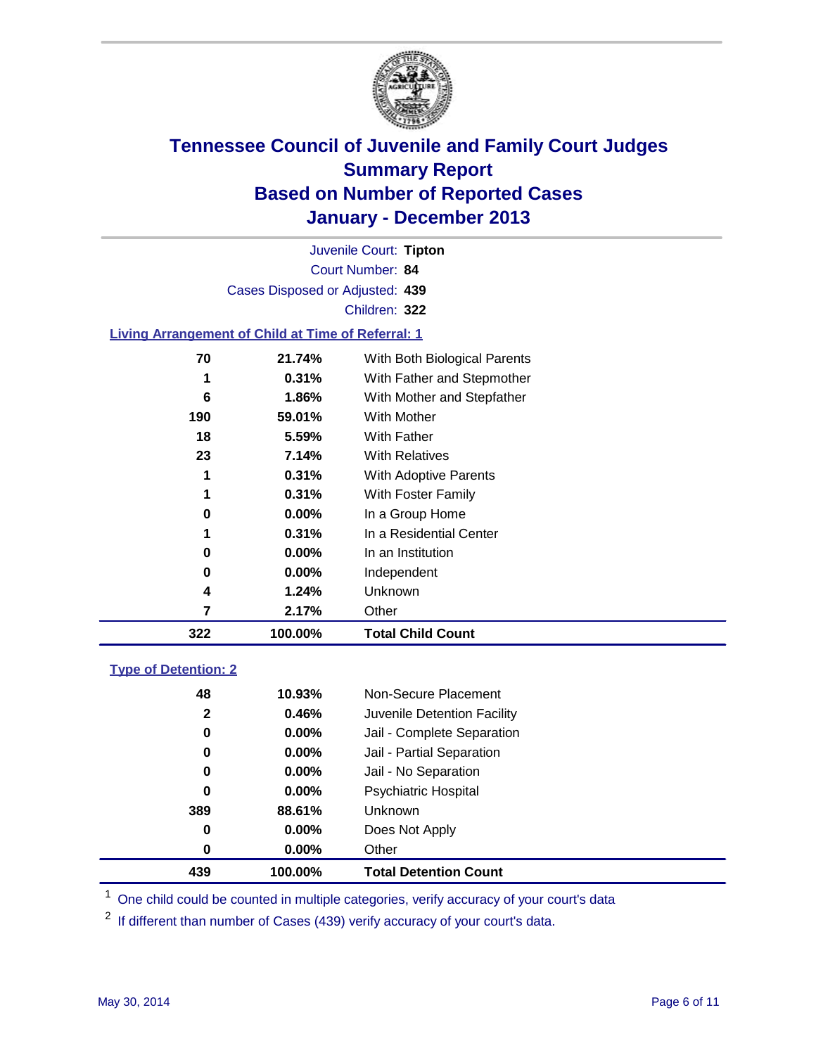# Tennessee Council of Juvenile and Family Court Judges
## Summary Report
## Based on Number of Reported Cases
## January - December 2013

Juvenile Court: **Tipton**
Court Number: **84**
Cases Disposed or Adjusted: **439**
Children: **322**

### Living Arrangement of Child at Time of Referral: 1

| Count | Percent | Category |
|---|---|---|
| 70 | 21.74% | With Both Biological Parents |
| 1 | 0.31% | With Father and Stepmother |
| 6 | 1.86% | With Mother and Stepfather |
| 190 | 59.01% | With Mother |
| 18 | 5.59% | With Father |
| 23 | 7.14% | With Relatives |
| 1 | 0.31% | With Adoptive Parents |
| 1 | 0.31% | With Foster Family |
| 0 | 0.00% | In a Group Home |
| 1 | 0.31% | In a Residential Center |
| 0 | 0.00% | In an Institution |
| 0 | 0.00% | Independent |
| 4 | 1.24% | Unknown |
| 7 | 2.17% | Other |
| **322** | **100.00%** | **Total Child Count** |

### Type of Detention: 2

| Count | Percent | Category |
|---|---|---|
| 48 | 10.93% | Non-Secure Placement |
| 2 | 0.46% | Juvenile Detention Facility |
| 0 | 0.00% | Jail - Complete Separation |
| 0 | 0.00% | Jail - Partial Separation |
| 0 | 0.00% | Jail - No Separation |
| 0 | 0.00% | Psychiatric Hospital |
| 389 | 88.61% | Unknown |
| 0 | 0.00% | Does Not Apply |
| 0 | 0.00% | Other |
| **439** | **100.00%** | **Total Detention Count** |

[1] One child could be counted in multiple categories, verify accuracy of your court's data

[2] If different than number of Cases (439) verify accuracy of your court's data.

May 30, 2014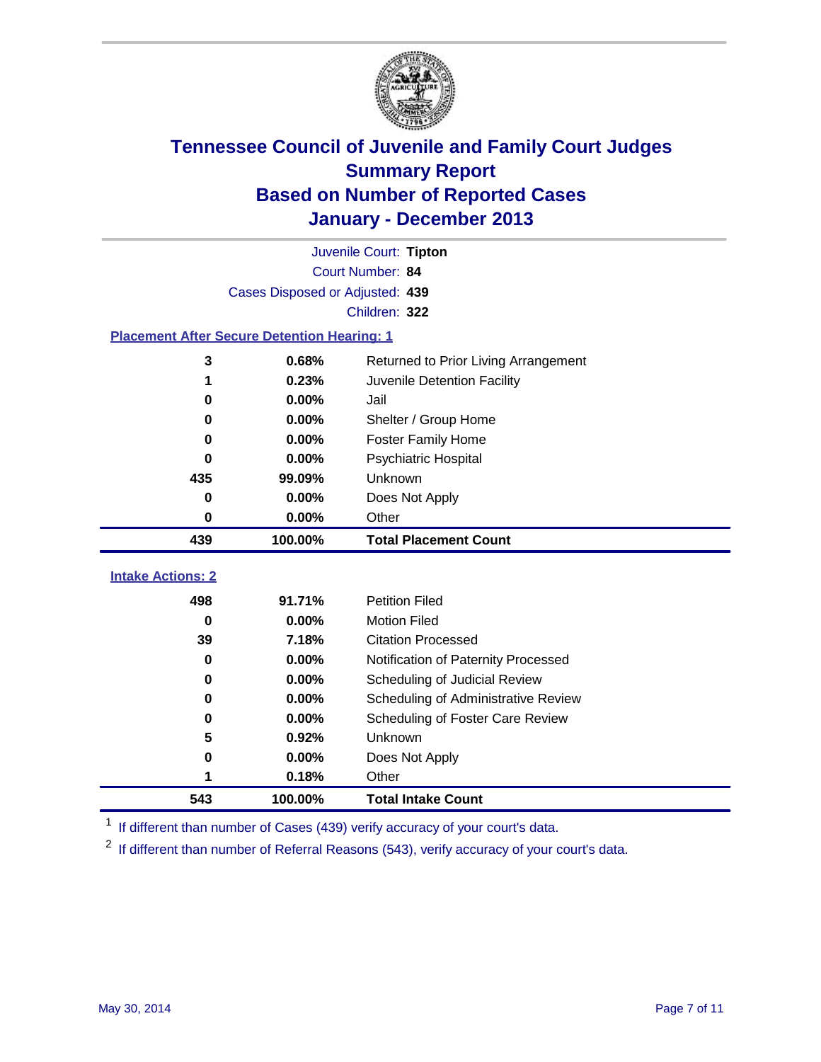# Tennessee Council of Juvenile and Family Court Judges
## Summary Report
## Based on Number of Reported Cases
## January - December 2013

Juvenile Court: **Tipton**
Court Number: **84**
Cases Disposed or Adjusted: **439**
Children: **322**

### Placement After Secure Detention Hearing: 1

| Count | Percent | Placement |
|---|---|---|
| 3 | 0.68% | Returned to Prior Living Arrangement |
| 1 | 0.23% | Juvenile Detention Facility |
| 0 | 0.00% | Jail |
| 0 | 0.00% | Shelter / Group Home |
| 0 | 0.00% | Foster Family Home |
| 0 | 0.00% | Psychiatric Hospital |
| 435 | 99.09% | Unknown |
| 0 | 0.00% | Does Not Apply |
| 0 | 0.00% | Other |
| **439** | **100.00%** | **Total Placement Count** |

### Intake Actions: 2

| Count | Percent | Intake Action |
|---|---|---|
| 498 | 91.71% | Petition Filed |
| 0 | 0.00% | Motion Filed |
| 39 | 7.18% | Citation Processed |
| 0 | 0.00% | Notification of Paternity Processed |
| 0 | 0.00% | Scheduling of Judicial Review |
| 0 | 0.00% | Scheduling of Administrative Review |
| 0 | 0.00% | Scheduling of Foster Care Review |
| 5 | 0.92% | Unknown |
| 0 | 0.00% | Does Not Apply |
| 1 | 0.18% | Other |
| **543** | **100.00%** | **Total Intake Count** |

[1] If different than number of Cases (439) verify accuracy of your court's data.

[2] If different than number of Referral Reasons (543), verify accuracy of your court's data.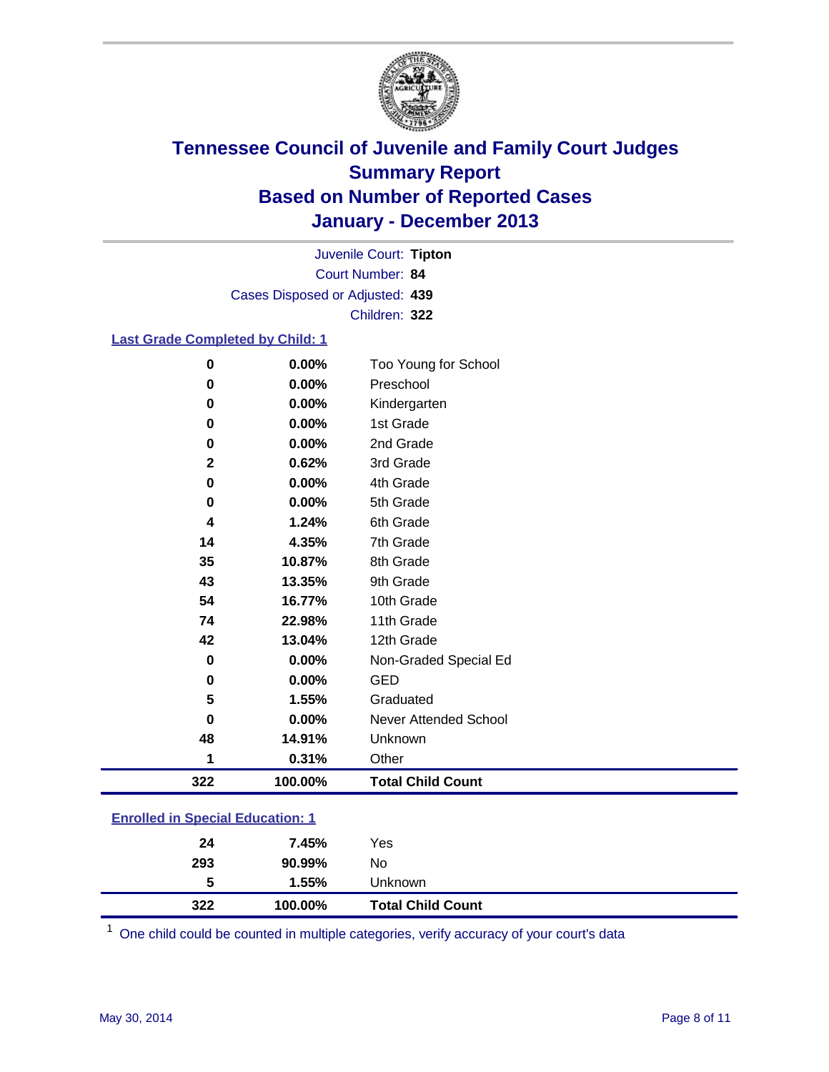# Tennessee Council of Juvenile and Family Court Judges
## Summary Report
## Based on Number of Reported Cases
## January - December 2013

Juvenile Court: **Tipton**
Court Number: **84**
Cases Disposed or Adjusted: **439**
Children: **322**

### Last Grade Completed by Child: 1

| Count | Percent | Category |
|---|---|---|
| 0 | 0.00% | Too Young for School |
| 0 | 0.00% | Preschool |
| 0 | 0.00% | Kindergarten |
| 0 | 0.00% | 1st Grade |
| 0 | 0.00% | 2nd Grade |
| 2 | 0.62% | 3rd Grade |
| 0 | 0.00% | 4th Grade |
| 0 | 0.00% | 5th Grade |
| 4 | 1.24% | 6th Grade |
| 14 | 4.35% | 7th Grade |
| 35 | 10.87% | 8th Grade |
| 43 | 13.35% | 9th Grade |
| 54 | 16.77% | 10th Grade |
| 74 | 22.98% | 11th Grade |
| 42 | 13.04% | 12th Grade |
| 0 | 0.00% | Non-Graded Special Ed |
| 0 | 0.00% | GED |
| 5 | 1.55% | Graduated |
| 0 | 0.00% | Never Attended School |
| 48 | 14.91% | Unknown |
| 1 | 0.31% | Other |
| **322** | **100.00%** | **Total Child Count** |

### Enrolled in Special Education: 1

| Count | Percent | Category |
|---|---|---|
| 24 | 7.45% | Yes |
| 293 | 90.99% | No |
| 5 | 1.55% | Unknown |
| **322** | **100.00%** | **Total Child Count** |

[1] One child could be counted in multiple categories, verify accuracy of your court's data

May 30, 2014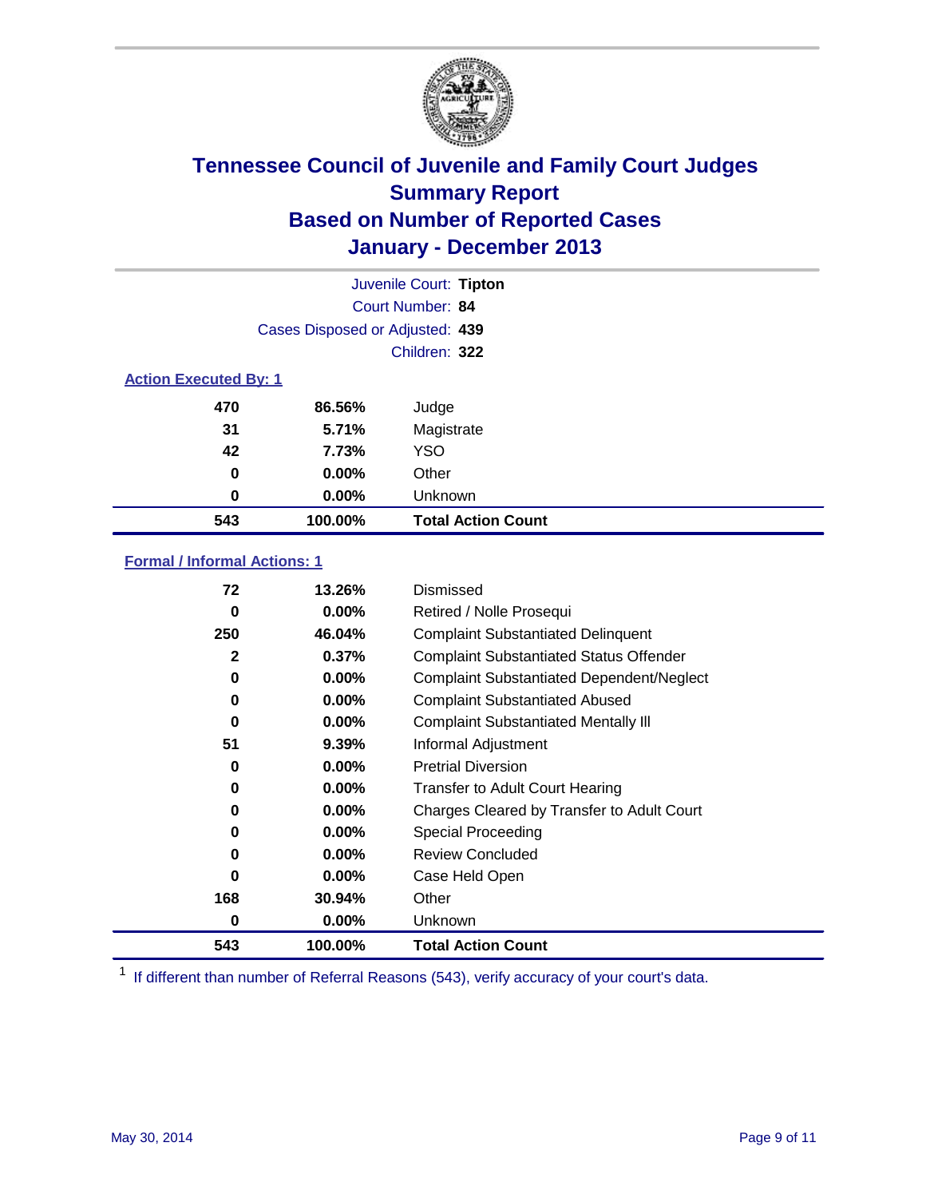# Tennessee Council of Juvenile and Family Court Judges
## Summary Report
## Based on Number of Reported Cases
## January - December 2013

| | |
|---|---|
| Juvenile Court: | **Tipton** |
| Court Number: | **84** |
| Cases Disposed or Adjusted: | **439** |
| Children: | **322** |

### Action Executed By: 1

| | | |
|---|---|---|
| 470 | 86.56% | Judge |
| 31 | 5.71% | Magistrate |
| 42 | 7.73% | YSO |
| 0 | 0.00% | Other |
| 0 | 0.00% | Unknown |
| **543** | **100.00%** | **Total Action Count** |

### Formal / Informal Actions: 1

| | | |
|---|---|---|
| 72 | 13.26% | Dismissed |
| 0 | 0.00% | Retired / Nolle Prosequi |
| 250 | 46.04% | Complaint Substantiated Delinquent |
| 2 | 0.37% | Complaint Substantiated Status Offender |
| 0 | 0.00% | Complaint Substantiated Dependent/Neglect |
| 0 | 0.00% | Complaint Substantiated Abused |
| 0 | 0.00% | Complaint Substantiated Mentally Ill |
| 51 | 9.39% | Informal Adjustment |
| 0 | 0.00% | Pretrial Diversion |
| 0 | 0.00% | Transfer to Adult Court Hearing |
| 0 | 0.00% | Charges Cleared by Transfer to Adult Court |
| 0 | 0.00% | Special Proceeding |
| 0 | 0.00% | Review Concluded |
| 0 | 0.00% | Case Held Open |
| 168 | 30.94% | Other |
| 0 | 0.00% | Unknown |
| **543** | **100.00%** | **Total Action Count** |

[1] If different than number of Referral Reasons (543), verify accuracy of your court's data.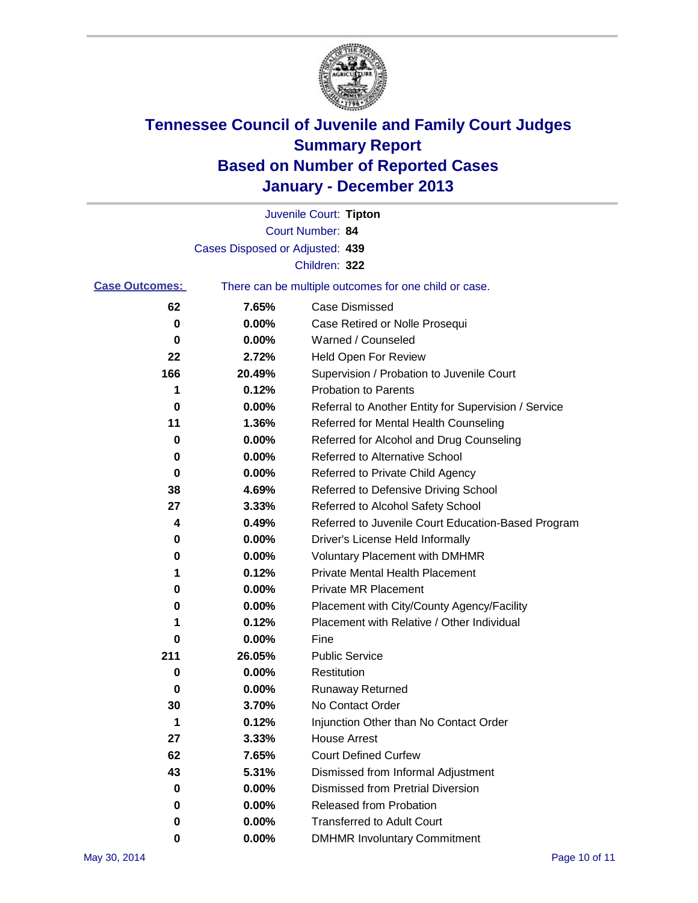# Tennessee Council of Juvenile and Family Court Judges
# Summary Report
# Based on Number of Reported Cases
# January - December 2013

Juvenile Court: **Tipton**

Court Number: **84**

Cases Disposed or Adjusted: **439**

Children: **322**

**Case Outcomes:** There can be multiple outcomes for one child or case.

| | | |
|---|---|---|
| 62 | 7.65% | Case Dismissed |
| 0 | 0.00% | Case Retired or Nolle Prosequi |
| 0 | 0.00% | Warned / Counseled |
| 22 | 2.72% | Held Open For Review |
| 166 | 20.49% | Supervision / Probation to Juvenile Court |
| 1 | 0.12% | Probation to Parents |
| 0 | 0.00% | Referral to Another Entity for Supervision / Service |
| 11 | 1.36% | Referred for Mental Health Counseling |
| 0 | 0.00% | Referred for Alcohol and Drug Counseling |
| 0 | 0.00% | Referred to Alternative School |
| 0 | 0.00% | Referred to Private Child Agency |
| 38 | 4.69% | Referred to Defensive Driving School |
| 27 | 3.33% | Referred to Alcohol Safety School |
| 4 | 0.49% | Referred to Juvenile Court Education-Based Program |
| 0 | 0.00% | Driver's License Held Informally |
| 0 | 0.00% | Voluntary Placement with DMHMR |
| 1 | 0.12% | Private Mental Health Placement |
| 0 | 0.00% | Private MR Placement |
| 0 | 0.00% | Placement with City/County Agency/Facility |
| 1 | 0.12% | Placement with Relative / Other Individual |
| 0 | 0.00% | Fine |
| 211 | 26.05% | Public Service |
| 0 | 0.00% | Restitution |
| 0 | 0.00% | Runaway Returned |
| 30 | 3.70% | No Contact Order |
| 1 | 0.12% | Injunction Other than No Contact Order |
| 27 | 3.33% | House Arrest |
| 62 | 7.65% | Court Defined Curfew |
| 43 | 5.31% | Dismissed from Informal Adjustment |
| 0 | 0.00% | Dismissed from Pretrial Diversion |
| 0 | 0.00% | Released from Probation |
| 0 | 0.00% | Transferred to Adult Court |
| 0 | 0.00% | DMHMR Involuntary Commitment |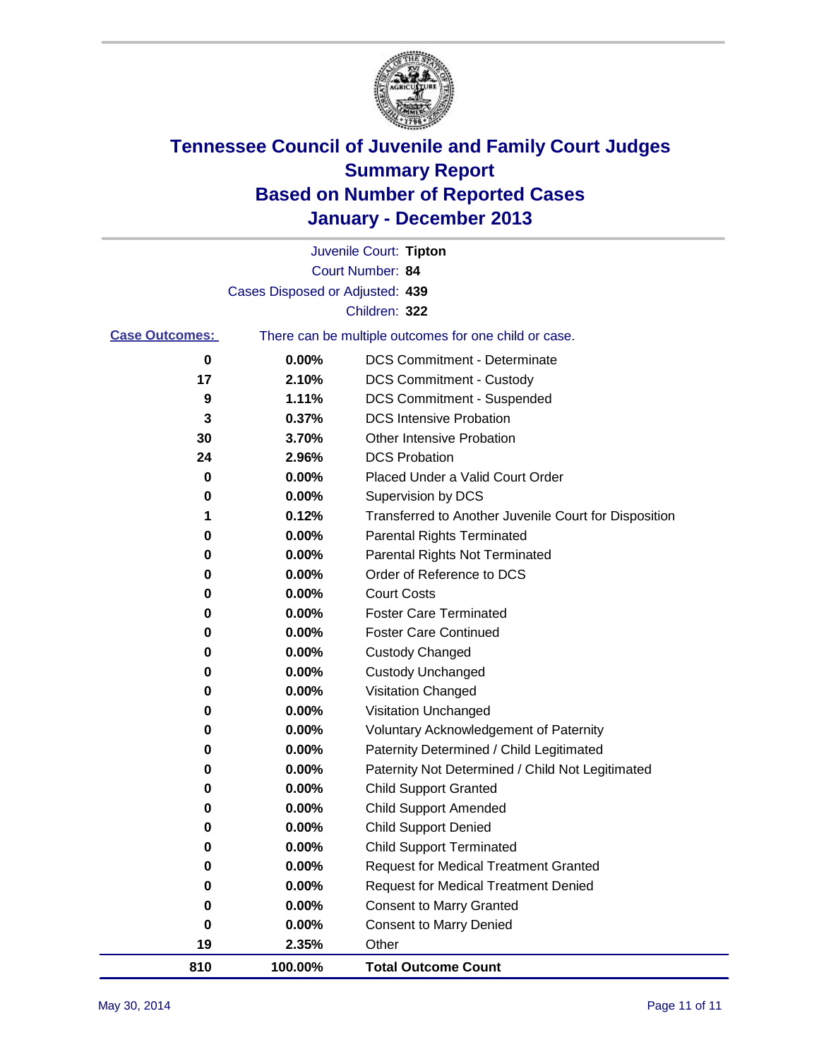# Tennessee Council of Juvenile and Family Court Judges
# Summary Report
# Based on Number of Reported Cases
# January - December 2013

Juvenile Court: **Tipton**

Court Number: **84**

Cases Disposed or Adjusted: **439**

Children: **322**

**Case Outcomes:** There can be multiple outcomes for one child or case.

| | | |
|---|---|---|
| 0 | 0.00% | DCS Commitment - Determinate |
| 17 | 2.10% | DCS Commitment - Custody |
| 9 | 1.11% | DCS Commitment - Suspended |
| 3 | 0.37% | DCS Intensive Probation |
| 30 | 3.70% | Other Intensive Probation |
| 24 | 2.96% | DCS Probation |
| 0 | 0.00% | Placed Under a Valid Court Order |
| 0 | 0.00% | Supervision by DCS |
| 1 | 0.12% | Transferred to Another Juvenile Court for Disposition |
| 0 | 0.00% | Parental Rights Terminated |
| 0 | 0.00% | Parental Rights Not Terminated |
| 0 | 0.00% | Order of Reference to DCS |
| 0 | 0.00% | Court Costs |
| 0 | 0.00% | Foster Care Terminated |
| 0 | 0.00% | Foster Care Continued |
| 0 | 0.00% | Custody Changed |
| 0 | 0.00% | Custody Unchanged |
| 0 | 0.00% | Visitation Changed |
| 0 | 0.00% | Visitation Unchanged |
| 0 | 0.00% | Voluntary Acknowledgement of Paternity |
| 0 | 0.00% | Paternity Determined / Child Legitimated |
| 0 | 0.00% | Paternity Not Determined / Child Not Legitimated |
| 0 | 0.00% | Child Support Granted |
| 0 | 0.00% | Child Support Amended |
| 0 | 0.00% | Child Support Denied |
| 0 | 0.00% | Child Support Terminated |
| 0 | 0.00% | Request for Medical Treatment Granted |
| 0 | 0.00% | Request for Medical Treatment Denied |
| 0 | 0.00% | Consent to Marry Granted |
| 0 | 0.00% | Consent to Marry Denied |
| 19 | 2.35% | Other |
| **810** | **100.00%** | **Total Outcome Count** |